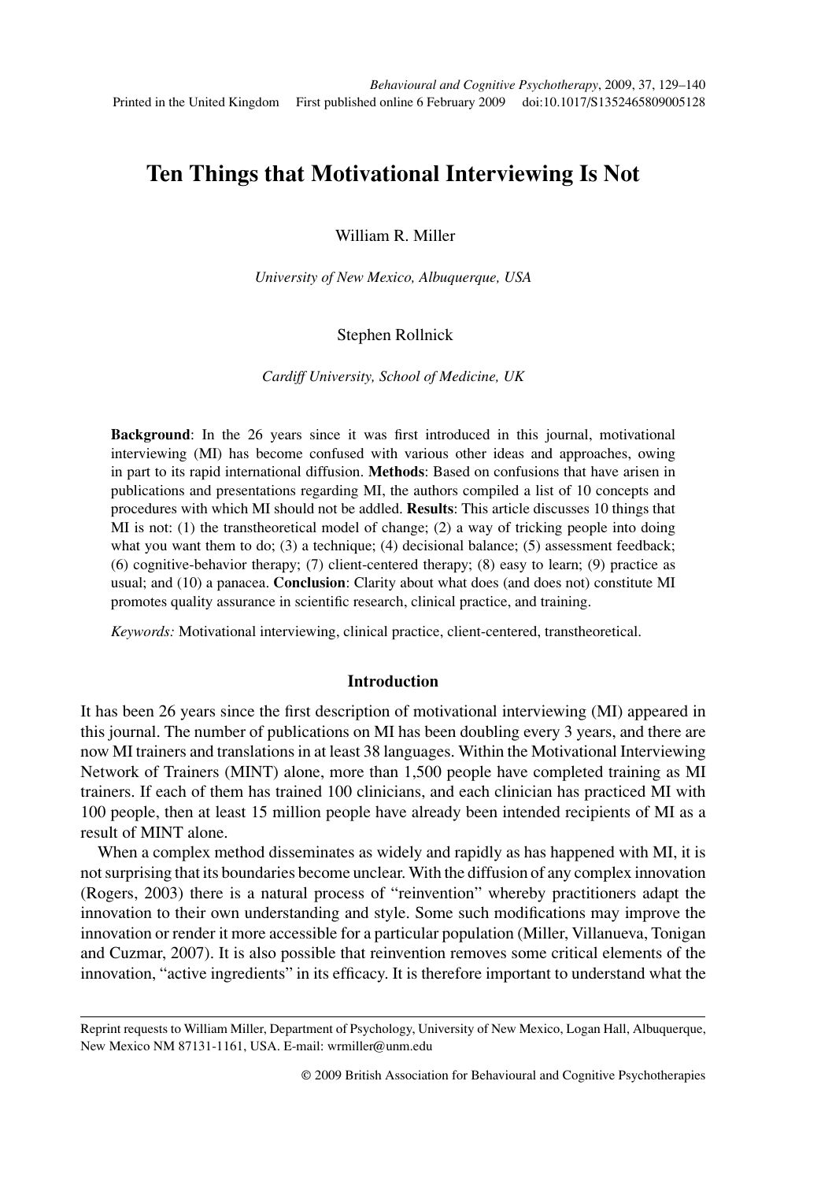# Ten Things that Motivational Interviewing Is Not

William R. Miller

*University of New Mexico, Albuquerque, USA*

Stephen Rollnick

*Cardiff University, School of Medicine, UK*

**Background**: In the 26 years since it was first introduced in this journal, motivational interviewing (MI) has become confused with various other ideas and approaches, owing in part to its rapid international diffusion. **Methods**: Based on confusions that have arisen in publications and presentations regarding MI, the authors compiled a list of 10 concepts and procedures with which MI should not be addled. **Results**: This article discusses 10 things that MI is not: (1) the transtheoretical model of change; (2) a way of tricking people into doing what you want them to do; (3) a technique; (4) decisional balance; (5) assessment feedback; (6) cognitive-behavior therapy; (7) client-centered therapy; (8) easy to learn; (9) practice as usual; and (10) a panacea. **Conclusion**: Clarity about what does (and does not) constitute MI promotes quality assurance in scientific research, clinical practice, and training.

*Keywords:* Motivational interviewing, clinical practice, client-centered, transtheoretical.

## Introduction

It has been 26 years since the first description of motivational interviewing (MI) appeared in this journal. The number of publications on MI has been doubling every 3 years, and there are now MI trainers and translations in at least 38 languages. Within the Motivational Interviewing Network of Trainers (MINT) alone, more than 1,500 people have completed training as MI trainers. If each of them has trained 100 clinicians, and each clinician has practiced MI with 100 people, then at least 15 million people have already been intended recipients of MI as a result of MINT alone.

When a complex method disseminates as widely and rapidly as has happened with MI, it is not surprising that its boundaries become unclear. With the diffusion of any complex innovation (Rogers, 2003) there is a natural process of "reinvention" whereby practitioners adapt the innovation to their own understanding and style. Some such modifications may improve the innovation or render it more accessible for a particular population (Miller, Villanueva, Tonigan and Cuzmar, 2007). It is also possible that reinvention removes some critical elements of the innovation, "active ingredients" in its efficacy. It is therefore important to understand what the

---

Reprint requests to William Miller, Department of Psychology, University of New Mexico, Logan Hall, Albuquerque, New Mexico NM 87131-1161, USA. E-mail: wrmiller@unm.edu

© 2009 British Association for Behavioural and Cognitive Psychotherapies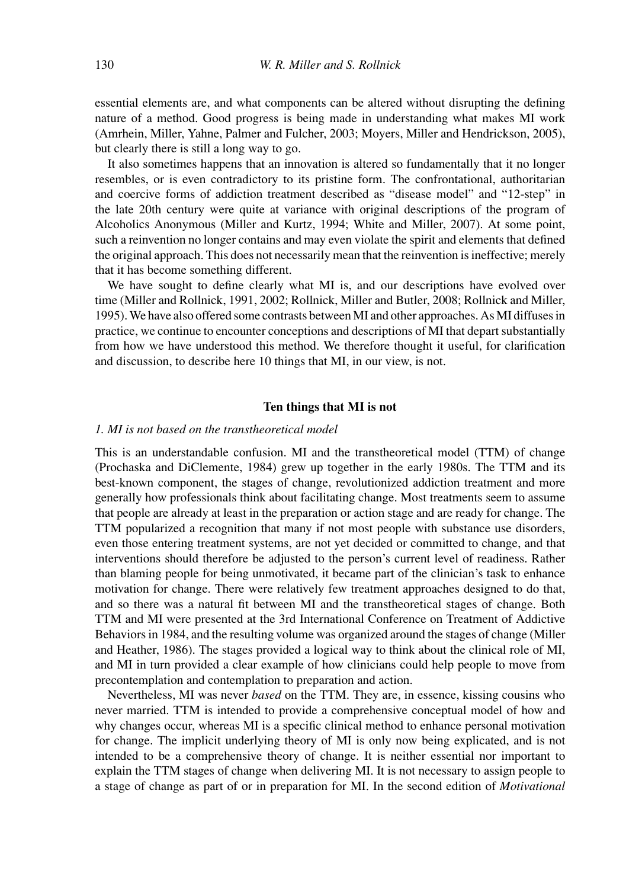essential elements are, and what components can be altered without disrupting the defining nature of a method. Good progress is being made in understanding what makes MI work (Amrhein, Miller, Yahne, Palmer and Fulcher, 2003; Moyers, Miller and Hendrickson, 2005), but clearly there is still a long way to go.

It also sometimes happens that an innovation is altered so fundamentally that it no longer resembles, or is even contradictory to its pristine form. The confrontational, authoritarian and coercive forms of addiction treatment described as "disease model" and "12-step" in the late 20th century were quite at variance with original descriptions of the program of Alcoholics Anonymous (Miller and Kurtz, 1994; White and Miller, 2007). At some point, such a reinvention no longer contains and may even violate the spirit and elements that defined the original approach. This does not necessarily mean that the reinvention is ineffective; merely that it has become something different.

We have sought to define clearly what MI is, and our descriptions have evolved over time (Miller and Rollnick, 1991, 2002; Rollnick, Miller and Butler, 2008; Rollnick and Miller, 1995). We have also offered some contrasts between MI and other approaches. As MI diffuses in practice, we continue to encounter conceptions and descriptions of MI that depart substantially from how we have understood this method. We therefore thought it useful, for clarification and discussion, to describe here 10 things that MI, in our view, is not.

## Ten things that MI is not

### *1. MI is not based on the transtheoretical model*

This is an understandable confusion. MI and the transtheoretical model (TTM) of change (Prochaska and DiClemente, 1984) grew up together in the early 1980s. The TTM and its best-known component, the stages of change, revolutionized addiction treatment and more generally how professionals think about facilitating change. Most treatments seem to assume that people are already at least in the preparation or action stage and are ready for change. The TTM popularized a recognition that many if not most people with substance use disorders, even those entering treatment systems, are not yet decided or committed to change, and that interventions should therefore be adjusted to the person's current level of readiness. Rather than blaming people for being unmotivated, it became part of the clinician's task to enhance motivation for change. There were relatively few treatment approaches designed to do that, and so there was a natural fit between MI and the transtheoretical stages of change. Both TTM and MI were presented at the 3rd International Conference on Treatment of Addictive Behaviors in 1984, and the resulting volume was organized around the stages of change (Miller and Heather, 1986). The stages provided a logical way to think about the clinical role of MI, and MI in turn provided a clear example of how clinicians could help people to move from precontemplation and contemplation to preparation and action.

Nevertheless, MI was never *based* on the TTM. They are, in essence, kissing cousins who never married. TTM is intended to provide a comprehensive conceptual model of how and why changes occur, whereas MI is a specific clinical method to enhance personal motivation for change. The implicit underlying theory of MI is only now being explicated, and is not intended to be a comprehensive theory of change. It is neither essential nor important to explain the TTM stages of change when delivering MI. It is not necessary to assign people to a stage of change as part of or in preparation for MI. In the second edition of *Motivational*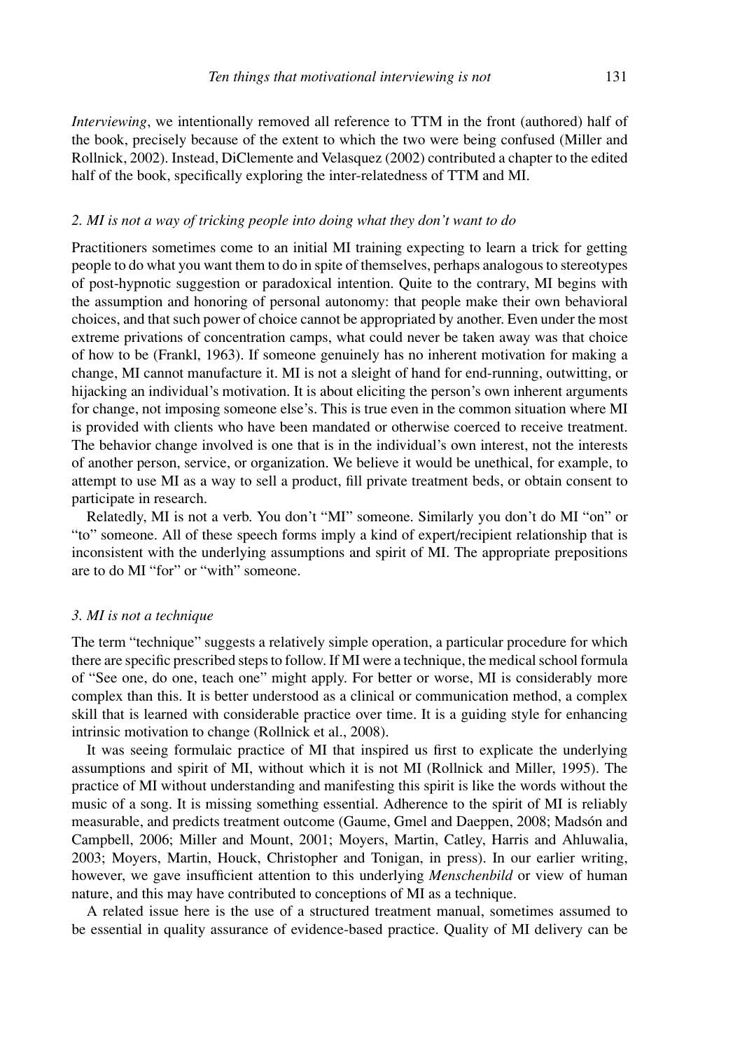*Interviewing*, we intentionally removed all reference to TTM in the front (authored) half of the book, precisely because of the extent to which the two were being confused (Miller and Rollnick, 2002). Instead, DiClemente and Velasquez (2002) contributed a chapter to the edited half of the book, specifically exploring the inter-relatedness of TTM and MI.

### *2. MI is not a way of tricking people into doing what they don't want to do*

Practitioners sometimes come to an initial MI training expecting to learn a trick for getting people to do what you want them to do in spite of themselves, perhaps analogous to stereotypes of post-hypnotic suggestion or paradoxical intention. Quite to the contrary, MI begins with the assumption and honoring of personal autonomy: that people make their own behavioral choices, and that such power of choice cannot be appropriated by another. Even under the most extreme privations of concentration camps, what could never be taken away was that choice of how to be (Frankl, 1963). If someone genuinely has no inherent motivation for making a change, MI cannot manufacture it. MI is not a sleight of hand for end-running, outwitting, or hijacking an individual's motivation. It is about eliciting the person's own inherent arguments for change, not imposing someone else's. This is true even in the common situation where MI is provided with clients who have been mandated or otherwise coerced to receive treatment. The behavior change involved is one that is in the individual's own interest, not the interests of another person, service, or organization. We believe it would be unethical, for example, to attempt to use MI as a way to sell a product, fill private treatment beds, or obtain consent to participate in research.

Relatedly, MI is not a verb. You don't "MI" someone. Similarly you don't do MI "on" or "to" someone. All of these speech forms imply a kind of expert/recipient relationship that is inconsistent with the underlying assumptions and spirit of MI. The appropriate prepositions are to do MI "for" or "with" someone.

### *3. MI is not a technique*

The term "technique" suggests a relatively simple operation, a particular procedure for which there are specific prescribed steps to follow. If MI were a technique, the medical school formula of "See one, do one, teach one" might apply. For better or worse, MI is considerably more complex than this. It is better understood as a clinical or communication method, a complex skill that is learned with considerable practice over time. It is a guiding style for enhancing intrinsic motivation to change (Rollnick et al., 2008).

It was seeing formulaic practice of MI that inspired us first to explicate the underlying assumptions and spirit of MI, without which it is not MI (Rollnick and Miller, 1995). The practice of MI without understanding and manifesting this spirit is like the words without the music of a song. It is missing something essential. Adherence to the spirit of MI is reliably measurable, and predicts treatment outcome (Gaume, Gmel and Daeppen, 2008; Madsón and Campbell, 2006; Miller and Mount, 2001; Moyers, Martin, Catley, Harris and Ahluwalia, 2003; Moyers, Martin, Houck, Christopher and Tonigan, in press). In our earlier writing, however, we gave insufficient attention to this underlying *Menschenbild* or view of human nature, and this may have contributed to conceptions of MI as a technique.

A related issue here is the use of a structured treatment manual, sometimes assumed to be essential in quality assurance of evidence-based practice. Quality of MI delivery can be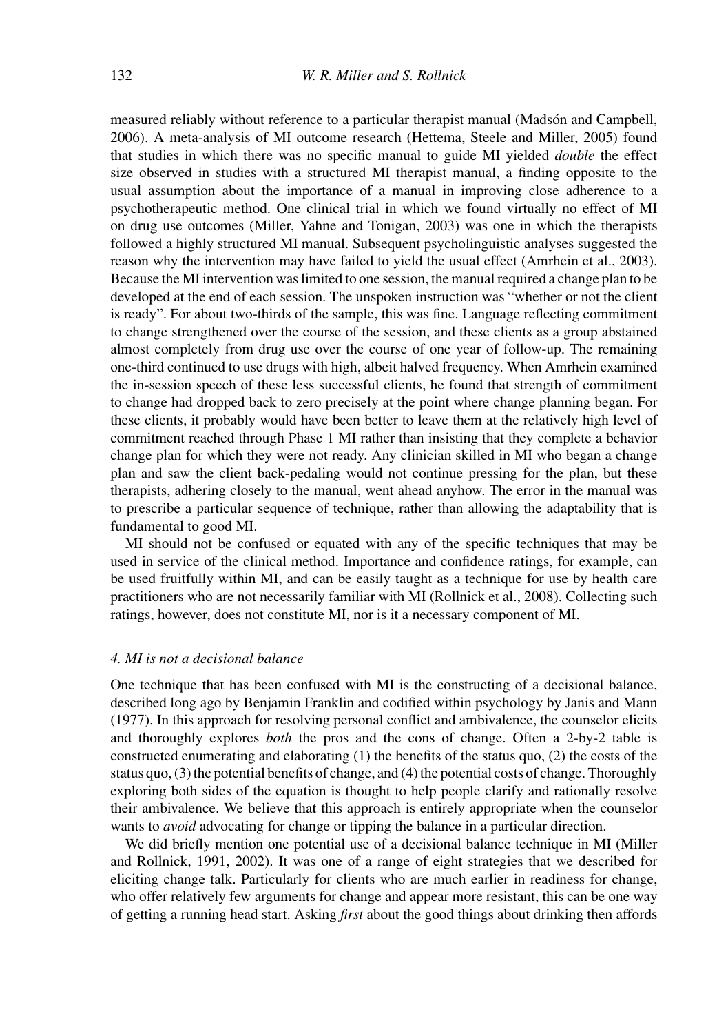measured reliably without reference to a particular therapist manual (Madsón and Campbell, 2006). A meta-analysis of MI outcome research (Hettema, Steele and Miller, 2005) found that studies in which there was no specific manual to guide MI yielded *double* the effect size observed in studies with a structured MI therapist manual, a finding opposite to the usual assumption about the importance of a manual in improving close adherence to a psychotherapeutic method. One clinical trial in which we found virtually no effect of MI on drug use outcomes (Miller, Yahne and Tonigan, 2003) was one in which the therapists followed a highly structured MI manual. Subsequent psycholinguistic analyses suggested the reason why the intervention may have failed to yield the usual effect (Amrhein et al., 2003). Because the MI intervention was limited to one session, the manual required a change plan to be developed at the end of each session. The unspoken instruction was "whether or not the client is ready". For about two-thirds of the sample, this was fine. Language reflecting commitment to change strengthened over the course of the session, and these clients as a group abstained almost completely from drug use over the course of one year of follow-up. The remaining one-third continued to use drugs with high, albeit halved frequency. When Amrhein examined the in-session speech of these less successful clients, he found that strength of commitment to change had dropped back to zero precisely at the point where change planning began. For these clients, it probably would have been better to leave them at the relatively high level of commitment reached through Phase 1 MI rather than insisting that they complete a behavior change plan for which they were not ready. Any clinician skilled in MI who began a change plan and saw the client back-pedaling would not continue pressing for the plan, but these therapists, adhering closely to the manual, went ahead anyhow. The error in the manual was to prescribe a particular sequence of technique, rather than allowing the adaptability that is fundamental to good MI.

MI should not be confused or equated with any of the specific techniques that may be used in service of the clinical method. Importance and confidence ratings, for example, can be used fruitfully within MI, and can be easily taught as a technique for use by health care practitioners who are not necessarily familiar with MI (Rollnick et al., 2008). Collecting such ratings, however, does not constitute MI, nor is it a necessary component of MI.

### *4. MI is not a decisional balance*

One technique that has been confused with MI is the constructing of a decisional balance, described long ago by Benjamin Franklin and codified within psychology by Janis and Mann (1977). In this approach for resolving personal conflict and ambivalence, the counselor elicits and thoroughly explores *both* the pros and the cons of change. Often a 2-by-2 table is constructed enumerating and elaborating (1) the benefits of the status quo, (2) the costs of the status quo, (3) the potential benefits of change, and (4) the potential costs of change. Thoroughly exploring both sides of the equation is thought to help people clarify and rationally resolve their ambivalence. We believe that this approach is entirely appropriate when the counselor wants to *avoid* advocating for change or tipping the balance in a particular direction.

We did briefly mention one potential use of a decisional balance technique in MI (Miller and Rollnick, 1991, 2002). It was one of a range of eight strategies that we described for eliciting change talk. Particularly for clients who are much earlier in readiness for change, who offer relatively few arguments for change and appear more resistant, this can be one way of getting a running head start. Asking *first* about the good things about drinking then affords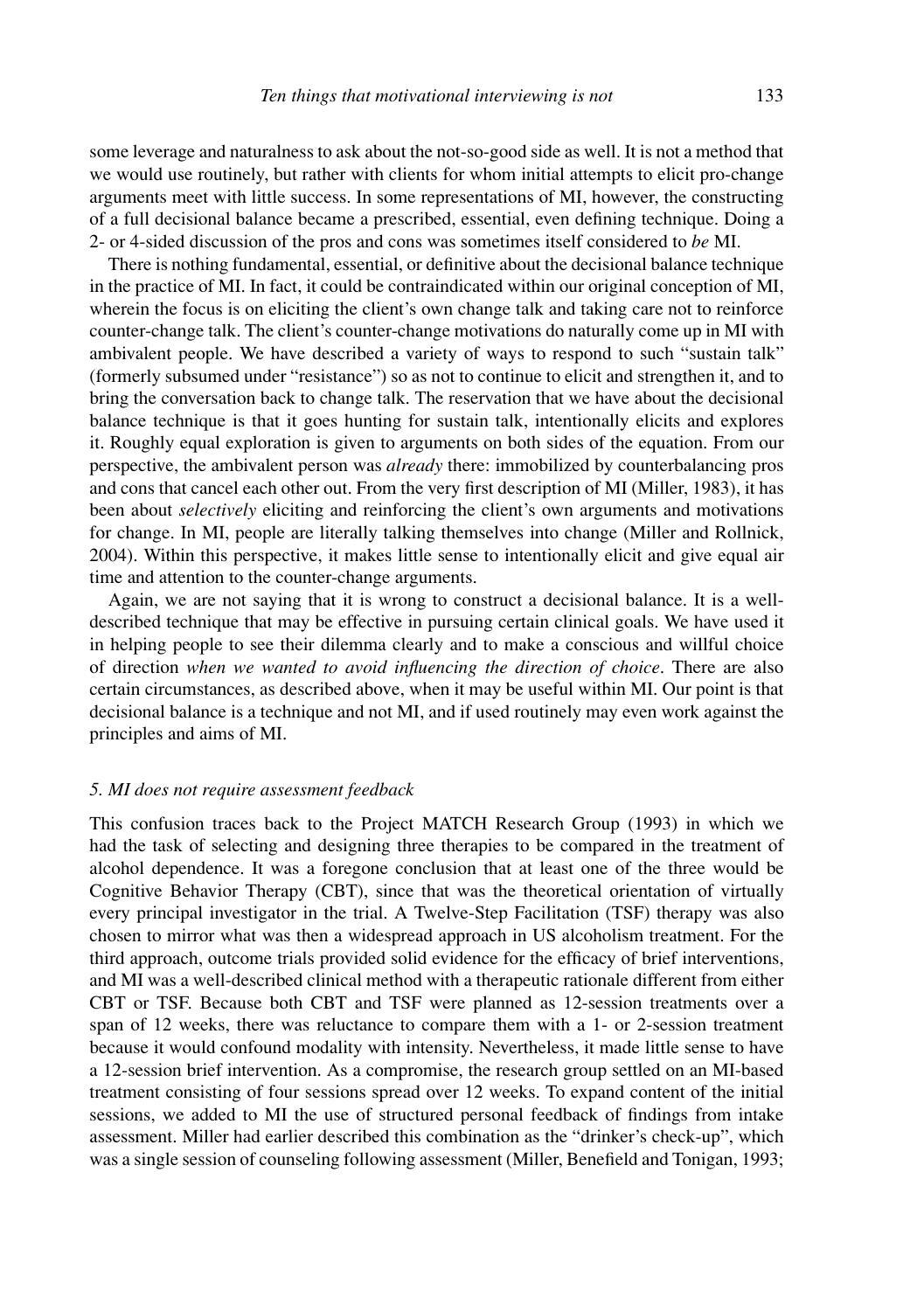some leverage and naturalness to ask about the not-so-good side as well. It is not a method that we would use routinely, but rather with clients for whom initial attempts to elicit pro-change arguments meet with little success. In some representations of MI, however, the constructing of a full decisional balance became a prescribed, essential, even defining technique. Doing a 2- or 4-sided discussion of the pros and cons was sometimes itself considered to *be* MI.

There is nothing fundamental, essential, or definitive about the decisional balance technique in the practice of MI. In fact, it could be contraindicated within our original conception of MI, wherein the focus is on eliciting the client's own change talk and taking care not to reinforce counter-change talk. The client's counter-change motivations do naturally come up in MI with ambivalent people. We have described a variety of ways to respond to such "sustain talk" (formerly subsumed under "resistance") so as not to continue to elicit and strengthen it, and to bring the conversation back to change talk. The reservation that we have about the decisional balance technique is that it goes hunting for sustain talk, intentionally elicits and explores it. Roughly equal exploration is given to arguments on both sides of the equation. From our perspective, the ambivalent person was *already* there: immobilized by counterbalancing pros and cons that cancel each other out. From the very first description of MI (Miller, 1983), it has been about *selectively* eliciting and reinforcing the client's own arguments and motivations for change. In MI, people are literally talking themselves into change (Miller and Rollnick, 2004). Within this perspective, it makes little sense to intentionally elicit and give equal air time and attention to the counter-change arguments.

Again, we are not saying that it is wrong to construct a decisional balance. It is a well-described technique that may be effective in pursuing certain clinical goals. We have used it in helping people to see their dilemma clearly and to make a conscious and willful choice of direction *when we wanted to avoid influencing the direction of choice*. There are also certain circumstances, as described above, when it may be useful within MI. Our point is that decisional balance is a technique and not MI, and if used routinely may even work against the principles and aims of MI.

### *5. MI does not require assessment feedback*

This confusion traces back to the Project MATCH Research Group (1993) in which we had the task of selecting and designing three therapies to be compared in the treatment of alcohol dependence. It was a foregone conclusion that at least one of the three would be Cognitive Behavior Therapy (CBT), since that was the theoretical orientation of virtually every principal investigator in the trial. A Twelve-Step Facilitation (TSF) therapy was also chosen to mirror what was then a widespread approach in US alcoholism treatment. For the third approach, outcome trials provided solid evidence for the efficacy of brief interventions, and MI was a well-described clinical method with a therapeutic rationale different from either CBT or TSF. Because both CBT and TSF were planned as 12-session treatments over a span of 12 weeks, there was reluctance to compare them with a 1- or 2-session treatment because it would confound modality with intensity. Nevertheless, it made little sense to have a 12-session brief intervention. As a compromise, the research group settled on an MI-based treatment consisting of four sessions spread over 12 weeks. To expand content of the initial sessions, we added to MI the use of structured personal feedback of findings from intake assessment. Miller had earlier described this combination as the "drinker's check-up", which was a single session of counseling following assessment (Miller, Benefield and Tonigan, 1993;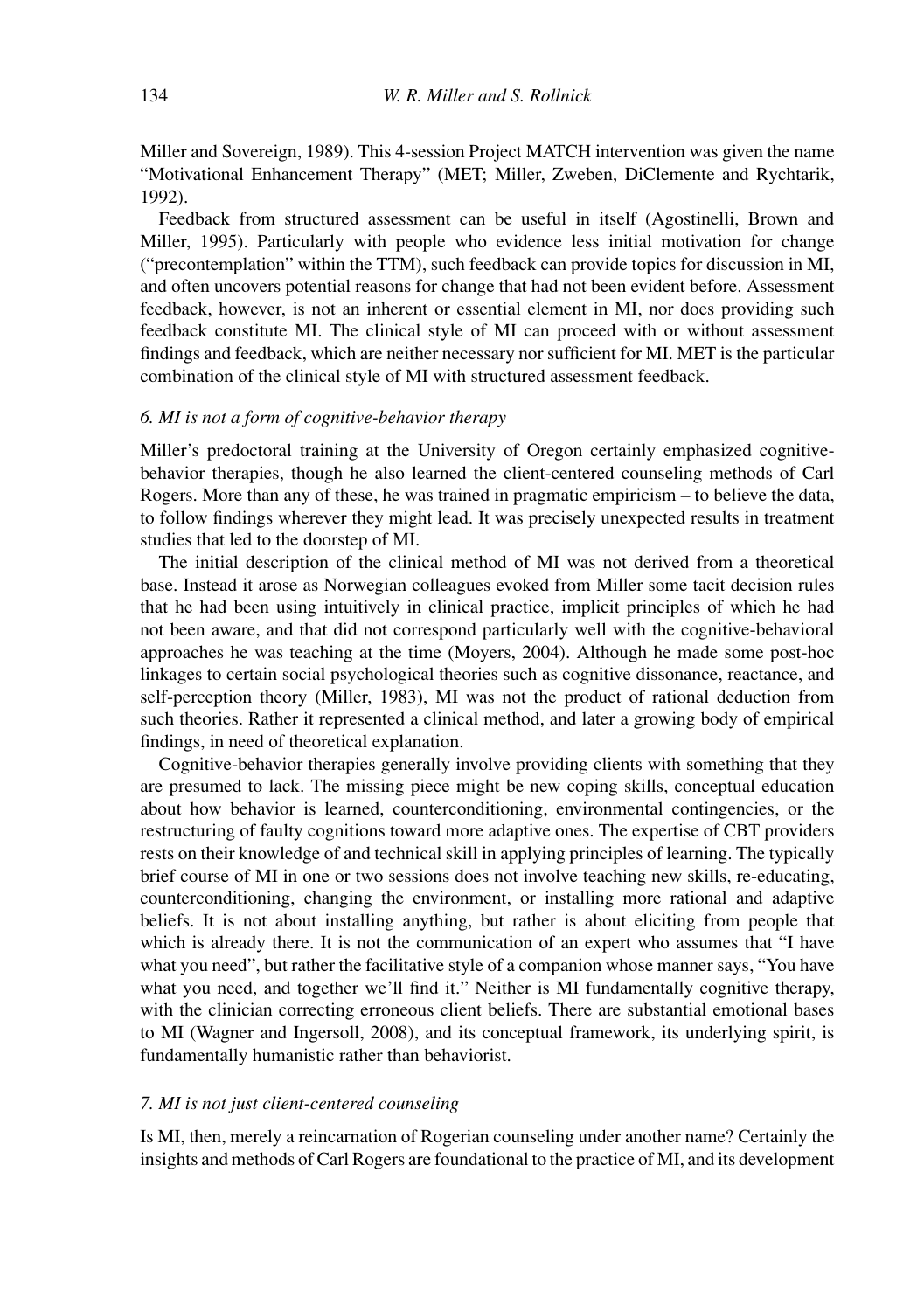Miller and Sovereign, 1989). This 4-session Project MATCH intervention was given the name "Motivational Enhancement Therapy" (MET; Miller, Zweben, DiClemente and Rychtarik, 1992).

Feedback from structured assessment can be useful in itself (Agostinelli, Brown and Miller, 1995). Particularly with people who evidence less initial motivation for change ("precontemplation" within the TTM), such feedback can provide topics for discussion in MI, and often uncovers potential reasons for change that had not been evident before. Assessment feedback, however, is not an inherent or essential element in MI, nor does providing such feedback constitute MI. The clinical style of MI can proceed with or without assessment findings and feedback, which are neither necessary nor sufficient for MI. MET is the particular combination of the clinical style of MI with structured assessment feedback.

### *6. MI is not a form of cognitive-behavior therapy*

Miller's predoctoral training at the University of Oregon certainly emphasized cognitive-behavior therapies, though he also learned the client-centered counseling methods of Carl Rogers. More than any of these, he was trained in pragmatic empiricism – to believe the data, to follow findings wherever they might lead. It was precisely unexpected results in treatment studies that led to the doorstep of MI.

The initial description of the clinical method of MI was not derived from a theoretical base. Instead it arose as Norwegian colleagues evoked from Miller some tacit decision rules that he had been using intuitively in clinical practice, implicit principles of which he had not been aware, and that did not correspond particularly well with the cognitive-behavioral approaches he was teaching at the time (Moyers, 2004). Although he made some post-hoc linkages to certain social psychological theories such as cognitive dissonance, reactance, and self-perception theory (Miller, 1983), MI was not the product of rational deduction from such theories. Rather it represented a clinical method, and later a growing body of empirical findings, in need of theoretical explanation.

Cognitive-behavior therapies generally involve providing clients with something that they are presumed to lack. The missing piece might be new coping skills, conceptual education about how behavior is learned, counterconditioning, environmental contingencies, or the restructuring of faulty cognitions toward more adaptive ones. The expertise of CBT providers rests on their knowledge of and technical skill in applying principles of learning. The typically brief course of MI in one or two sessions does not involve teaching new skills, re-educating, counterconditioning, changing the environment, or installing more rational and adaptive beliefs. It is not about installing anything, but rather is about eliciting from people that which is already there. It is not the communication of an expert who assumes that "I have what you need", but rather the facilitative style of a companion whose manner says, "You have what you need, and together we'll find it." Neither is MI fundamentally cognitive therapy, with the clinician correcting erroneous client beliefs. There are substantial emotional bases to MI (Wagner and Ingersoll, 2008), and its conceptual framework, its underlying spirit, is fundamentally humanistic rather than behaviorist.

### *7. MI is not just client-centered counseling*

Is MI, then, merely a reincarnation of Rogerian counseling under another name? Certainly the insights and methods of Carl Rogers are foundational to the practice of MI, and its development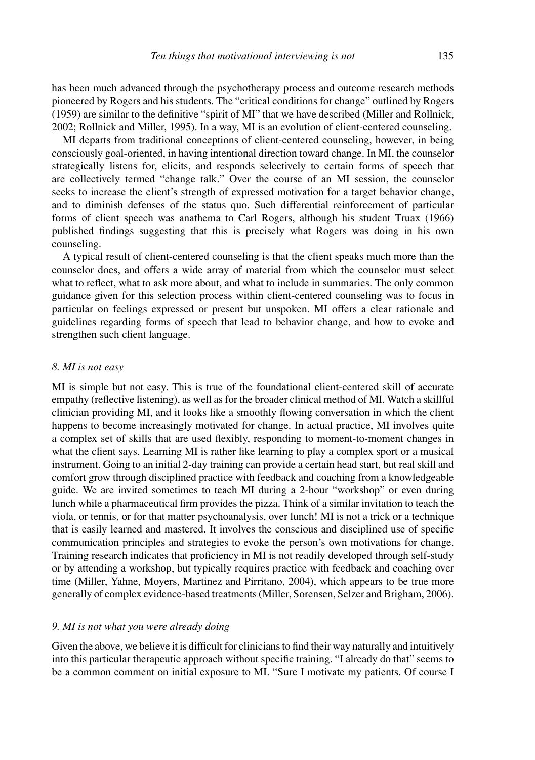has been much advanced through the psychotherapy process and outcome research methods pioneered by Rogers and his students. The "critical conditions for change" outlined by Rogers (1959) are similar to the definitive "spirit of MI" that we have described (Miller and Rollnick, 2002; Rollnick and Miller, 1995). In a way, MI is an evolution of client-centered counseling.

MI departs from traditional conceptions of client-centered counseling, however, in being consciously goal-oriented, in having intentional direction toward change. In MI, the counselor strategically listens for, elicits, and responds selectively to certain forms of speech that are collectively termed "change talk." Over the course of an MI session, the counselor seeks to increase the client's strength of expressed motivation for a target behavior change, and to diminish defenses of the status quo. Such differential reinforcement of particular forms of client speech was anathema to Carl Rogers, although his student Truax (1966) published findings suggesting that this is precisely what Rogers was doing in his own counseling.

A typical result of client-centered counseling is that the client speaks much more than the counselor does, and offers a wide array of material from which the counselor must select what to reflect, what to ask more about, and what to include in summaries. The only common guidance given for this selection process within client-centered counseling was to focus in particular on feelings expressed or present but unspoken. MI offers a clear rationale and guidelines regarding forms of speech that lead to behavior change, and how to evoke and strengthen such client language.

### *8. MI is not easy*

MI is simple but not easy. This is true of the foundational client-centered skill of accurate empathy (reflective listening), as well as for the broader clinical method of MI. Watch a skillful clinician providing MI, and it looks like a smoothly flowing conversation in which the client happens to become increasingly motivated for change. In actual practice, MI involves quite a complex set of skills that are used flexibly, responding to moment-to-moment changes in what the client says. Learning MI is rather like learning to play a complex sport or a musical instrument. Going to an initial 2-day training can provide a certain head start, but real skill and comfort grow through disciplined practice with feedback and coaching from a knowledgeable guide. We are invited sometimes to teach MI during a 2-hour "workshop" or even during lunch while a pharmaceutical firm provides the pizza. Think of a similar invitation to teach the viola, or tennis, or for that matter psychoanalysis, over lunch! MI is not a trick or a technique that is easily learned and mastered. It involves the conscious and disciplined use of specific communication principles and strategies to evoke the person's own motivations for change. Training research indicates that proficiency in MI is not readily developed through self-study or by attending a workshop, but typically requires practice with feedback and coaching over time (Miller, Yahne, Moyers, Martinez and Pirritano, 2004), which appears to be true more generally of complex evidence-based treatments (Miller, Sorensen, Selzer and Brigham, 2006).

### *9. MI is not what you were already doing*

Given the above, we believe it is difficult for clinicians to find their way naturally and intuitively into this particular therapeutic approach without specific training. "I already do that" seems to be a common comment on initial exposure to MI. "Sure I motivate my patients. Of course I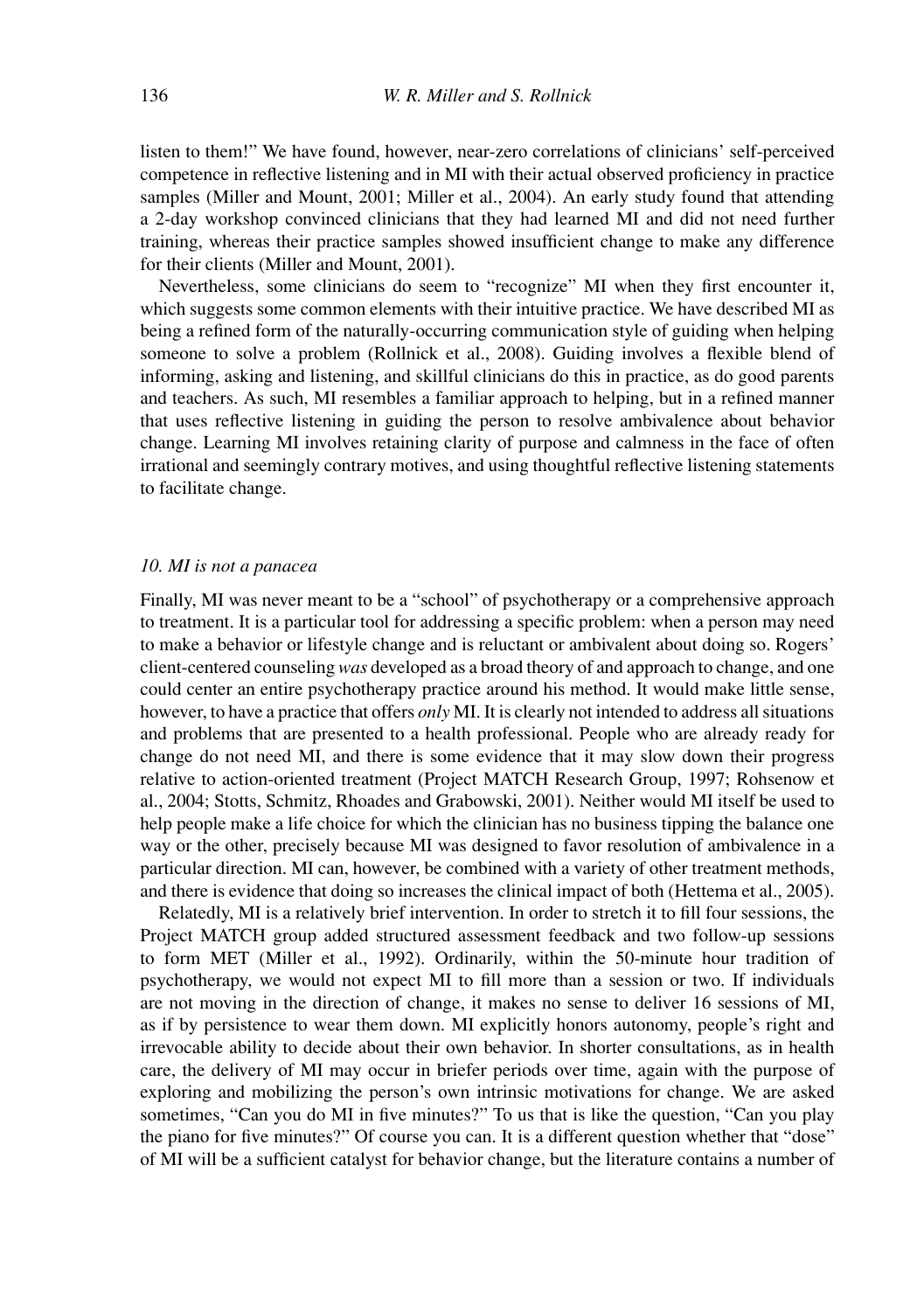listen to them!" We have found, however, near-zero correlations of clinicians' self-perceived competence in reflective listening and in MI with their actual observed proficiency in practice samples (Miller and Mount, 2001; Miller et al., 2004). An early study found that attending a 2-day workshop convinced clinicians that they had learned MI and did not need further training, whereas their practice samples showed insufficient change to make any difference for their clients (Miller and Mount, 2001).

Nevertheless, some clinicians do seem to "recognize" MI when they first encounter it, which suggests some common elements with their intuitive practice. We have described MI as being a refined form of the naturally-occurring communication style of guiding when helping someone to solve a problem (Rollnick et al., 2008). Guiding involves a flexible blend of informing, asking and listening, and skillful clinicians do this in practice, as do good parents and teachers. As such, MI resembles a familiar approach to helping, but in a refined manner that uses reflective listening in guiding the person to resolve ambivalence about behavior change. Learning MI involves retaining clarity of purpose and calmness in the face of often irrational and seemingly contrary motives, and using thoughtful reflective listening statements to facilitate change.

### *10. MI is not a panacea*

Finally, MI was never meant to be a "school" of psychotherapy or a comprehensive approach to treatment. It is a particular tool for addressing a specific problem: when a person may need to make a behavior or lifestyle change and is reluctant or ambivalent about doing so. Rogers' client-centered counseling *was* developed as a broad theory of and approach to change, and one could center an entire psychotherapy practice around his method. It would make little sense, however, to have a practice that offers *only* MI. It is clearly not intended to address all situations and problems that are presented to a health professional. People who are already ready for change do not need MI, and there is some evidence that it may slow down their progress relative to action-oriented treatment (Project MATCH Research Group, 1997; Rohsenow et al., 2004; Stotts, Schmitz, Rhoades and Grabowski, 2001). Neither would MI itself be used to help people make a life choice for which the clinician has no business tipping the balance one way or the other, precisely because MI was designed to favor resolution of ambivalence in a particular direction. MI can, however, be combined with a variety of other treatment methods, and there is evidence that doing so increases the clinical impact of both (Hettema et al., 2005).

Relatedly, MI is a relatively brief intervention. In order to stretch it to fill four sessions, the Project MATCH group added structured assessment feedback and two follow-up sessions to form MET (Miller et al., 1992). Ordinarily, within the 50-minute hour tradition of psychotherapy, we would not expect MI to fill more than a session or two. If individuals are not moving in the direction of change, it makes no sense to deliver 16 sessions of MI, as if by persistence to wear them down. MI explicitly honors autonomy, people's right and irrevocable ability to decide about their own behavior. In shorter consultations, as in health care, the delivery of MI may occur in briefer periods over time, again with the purpose of exploring and mobilizing the person's own intrinsic motivations for change. We are asked sometimes, "Can you do MI in five minutes?" To us that is like the question, "Can you play the piano for five minutes?" Of course you can. It is a different question whether that "dose" of MI will be a sufficient catalyst for behavior change, but the literature contains a number of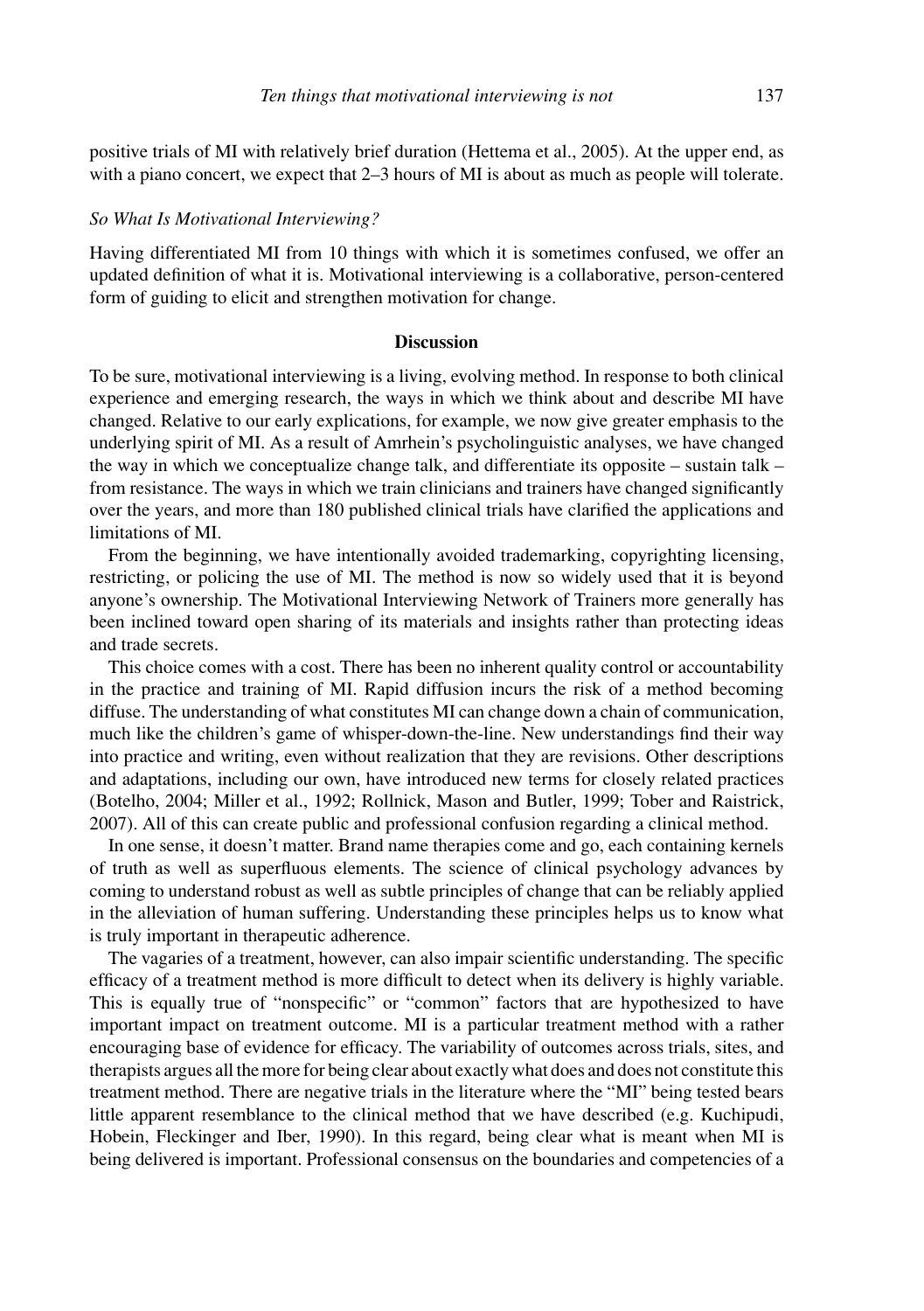positive trials of MI with relatively brief duration (Hettema et al., 2005). At the upper end, as with a piano concert, we expect that 2–3 hours of MI is about as much as people will tolerate.

### *So What Is Motivational Interviewing?*

Having differentiated MI from 10 things with which it is sometimes confused, we offer an updated definition of what it is. Motivational interviewing is a collaborative, person-centered form of guiding to elicit and strengthen motivation for change.

## Discussion

To be sure, motivational interviewing is a living, evolving method. In response to both clinical experience and emerging research, the ways in which we think about and describe MI have changed. Relative to our early explications, for example, we now give greater emphasis to the underlying spirit of MI. As a result of Amrhein's psycholinguistic analyses, we have changed the way in which we conceptualize change talk, and differentiate its opposite – sustain talk – from resistance. The ways in which we train clinicians and trainers have changed significantly over the years, and more than 180 published clinical trials have clarified the applications and limitations of MI.

From the beginning, we have intentionally avoided trademarking, copyrighting licensing, restricting, or policing the use of MI. The method is now so widely used that it is beyond anyone's ownership. The Motivational Interviewing Network of Trainers more generally has been inclined toward open sharing of its materials and insights rather than protecting ideas and trade secrets.

This choice comes with a cost. There has been no inherent quality control or accountability in the practice and training of MI. Rapid diffusion incurs the risk of a method becoming diffuse. The understanding of what constitutes MI can change down a chain of communication, much like the children's game of whisper-down-the-line. New understandings find their way into practice and writing, even without realization that they are revisions. Other descriptions and adaptations, including our own, have introduced new terms for closely related practices (Botelho, 2004; Miller et al., 1992; Rollnick, Mason and Butler, 1999; Tober and Raistrick, 2007). All of this can create public and professional confusion regarding a clinical method.

In one sense, it doesn't matter. Brand name therapies come and go, each containing kernels of truth as well as superfluous elements. The science of clinical psychology advances by coming to understand robust as well as subtle principles of change that can be reliably applied in the alleviation of human suffering. Understanding these principles helps us to know what is truly important in therapeutic adherence.

The vagaries of a treatment, however, can also impair scientific understanding. The specific efficacy of a treatment method is more difficult to detect when its delivery is highly variable. This is equally true of "nonspecific" or "common" factors that are hypothesized to have important impact on treatment outcome. MI is a particular treatment method with a rather encouraging base of evidence for efficacy. The variability of outcomes across trials, sites, and therapists argues all the more for being clear about exactly what does and does not constitute this treatment method. There are negative trials in the literature where the "MI" being tested bears little apparent resemblance to the clinical method that we have described (e.g. Kuchipudi, Hobein, Fleckinger and Iber, 1990). In this regard, being clear what is meant when MI is being delivered is important. Professional consensus on the boundaries and competencies of a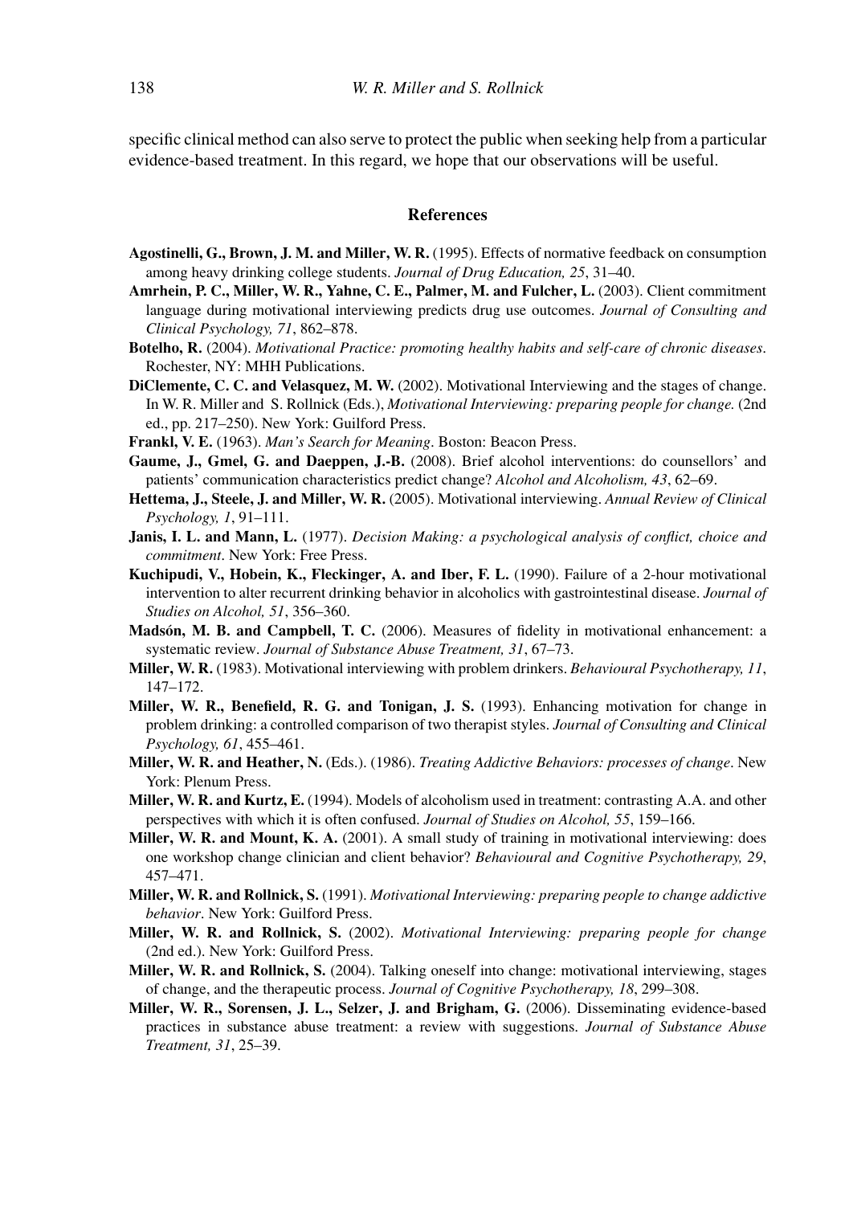specific clinical method can also serve to protect the public when seeking help from a particular evidence-based treatment. In this regard, we hope that our observations will be useful.

## References

**Agostinelli, G., Brown, J. M. and Miller, W. R.** (1995). Effects of normative feedback on consumption among heavy drinking college students. *Journal of Drug Education, 25*, 31–40.

**Amrhein, P. C., Miller, W. R., Yahne, C. E., Palmer, M. and Fulcher, L.** (2003). Client commitment language during motivational interviewing predicts drug use outcomes. *Journal of Consulting and Clinical Psychology, 71*, 862–878.

**Botelho, R.** (2004). *Motivational Practice: promoting healthy habits and self-care of chronic diseases*. Rochester, NY: MHH Publications.

**DiClemente, C. C. and Velasquez, M. W.** (2002). Motivational Interviewing and the stages of change. In W. R. Miller and S. Rollnick (Eds.), *Motivational Interviewing: preparing people for change.* (2nd ed., pp. 217–250). New York: Guilford Press.

**Frankl, V. E.** (1963). *Man's Search for Meaning*. Boston: Beacon Press.

**Gaume, J., Gmel, G. and Daeppen, J.-B.** (2008). Brief alcohol interventions: do counsellors' and patients' communication characteristics predict change? *Alcohol and Alcoholism, 43*, 62–69.

**Hettema, J., Steele, J. and Miller, W. R.** (2005). Motivational interviewing. *Annual Review of Clinical Psychology, 1*, 91–111.

**Janis, I. L. and Mann, L.** (1977). *Decision Making: a psychological analysis of conflict, choice and commitment*. New York: Free Press.

**Kuchipudi, V., Hobein, K., Fleckinger, A. and Iber, F. L.** (1990). Failure of a 2-hour motivational intervention to alter recurrent drinking behavior in alcoholics with gastrointestinal disease. *Journal of Studies on Alcohol, 51*, 356–360.

**Madsón, M. B. and Campbell, T. C.** (2006). Measures of fidelity in motivational enhancement: a systematic review. *Journal of Substance Abuse Treatment, 31*, 67–73.

**Miller, W. R.** (1983). Motivational interviewing with problem drinkers. *Behavioural Psychotherapy, 11*, 147–172.

**Miller, W. R., Benefield, R. G. and Tonigan, J. S.** (1993). Enhancing motivation for change in problem drinking: a controlled comparison of two therapist styles. *Journal of Consulting and Clinical Psychology, 61*, 455–461.

**Miller, W. R. and Heather, N.** (Eds.). (1986). *Treating Addictive Behaviors: processes of change*. New York: Plenum Press.

**Miller, W. R. and Kurtz, E.** (1994). Models of alcoholism used in treatment: contrasting A.A. and other perspectives with which it is often confused. *Journal of Studies on Alcohol, 55*, 159–166.

**Miller, W. R. and Mount, K. A.** (2001). A small study of training in motivational interviewing: does one workshop change clinician and client behavior? *Behavioural and Cognitive Psychotherapy, 29*, 457–471.

**Miller, W. R. and Rollnick, S.** (1991). *Motivational Interviewing: preparing people to change addictive behavior*. New York: Guilford Press.

**Miller, W. R. and Rollnick, S.** (2002). *Motivational Interviewing: preparing people for change* (2nd ed.). New York: Guilford Press.

**Miller, W. R. and Rollnick, S.** (2004). Talking oneself into change: motivational interviewing, stages of change, and the therapeutic process. *Journal of Cognitive Psychotherapy, 18*, 299–308.

**Miller, W. R., Sorensen, J. L., Selzer, J. and Brigham, G.** (2006). Disseminating evidence-based practices in substance abuse treatment: a review with suggestions. *Journal of Substance Abuse Treatment, 31*, 25–39.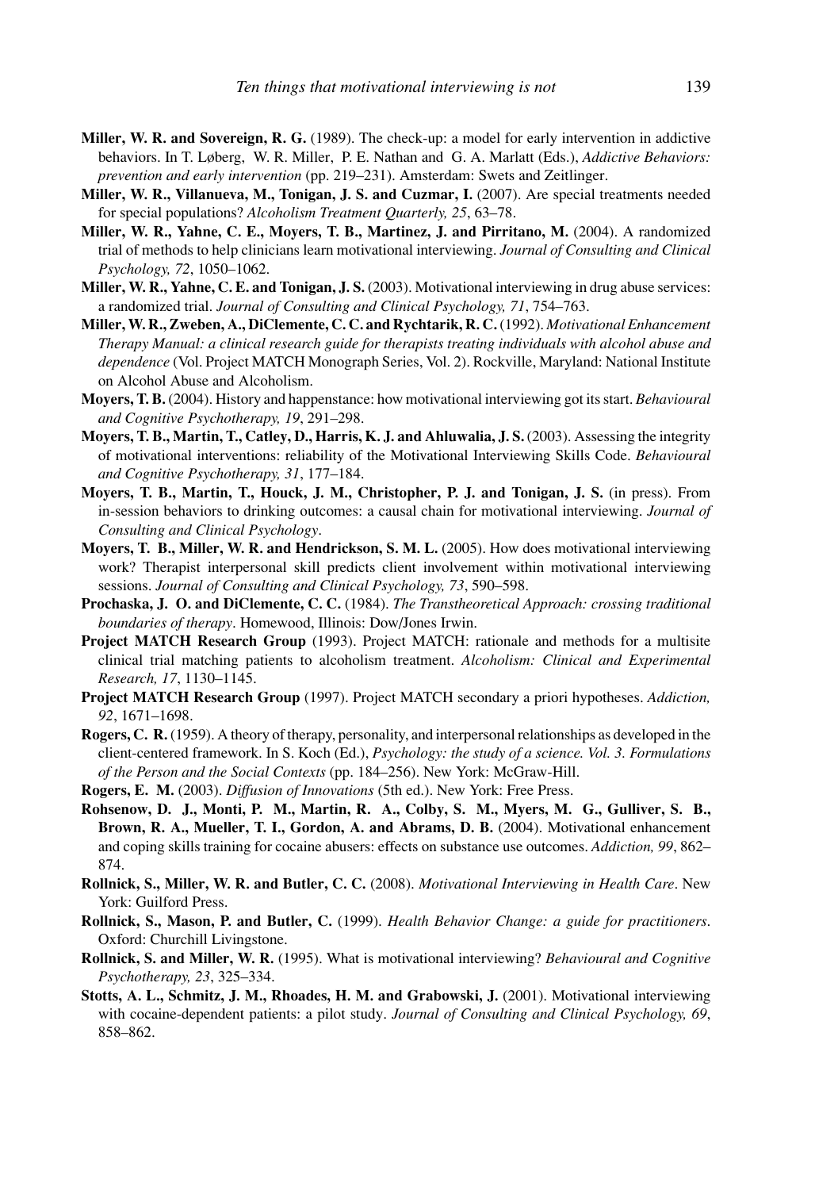**Miller, W. R. and Sovereign, R. G.** (1989). The check-up: a model for early intervention in addictive behaviors. In T. Løberg, W. R. Miller, P. E. Nathan and G. A. Marlatt (Eds.), *Addictive Behaviors: prevention and early intervention* (pp. 219–231). Amsterdam: Swets and Zeitlinger.

**Miller, W. R., Villanueva, M., Tonigan, J. S. and Cuzmar, I.** (2007). Are special treatments needed for special populations? *Alcoholism Treatment Quarterly, 25*, 63–78.

**Miller, W. R., Yahne, C. E., Moyers, T. B., Martinez, J. and Pirritano, M.** (2004). A randomized trial of methods to help clinicians learn motivational interviewing. *Journal of Consulting and Clinical Psychology, 72*, 1050–1062.

**Miller, W. R., Yahne, C. E. and Tonigan, J. S.** (2003). Motivational interviewing in drug abuse services: a randomized trial. *Journal of Consulting and Clinical Psychology, 71*, 754–763.

**Miller, W. R., Zweben, A., DiClemente, C. C. and Rychtarik, R. C.** (1992). *Motivational Enhancement Therapy Manual: a clinical research guide for therapists treating individuals with alcohol abuse and dependence* (Vol. Project MATCH Monograph Series, Vol. 2). Rockville, Maryland: National Institute on Alcohol Abuse and Alcoholism.

**Moyers, T. B.** (2004). History and happenstance: how motivational interviewing got its start. *Behavioural and Cognitive Psychotherapy, 19*, 291–298.

**Moyers, T. B., Martin, T., Catley, D., Harris, K. J. and Ahluwalia, J. S.** (2003). Assessing the integrity of motivational interventions: reliability of the Motivational Interviewing Skills Code. *Behavioural and Cognitive Psychotherapy, 31*, 177–184.

**Moyers, T. B., Martin, T., Houck, J. M., Christopher, P. J. and Tonigan, J. S.** (in press). From in-session behaviors to drinking outcomes: a causal chain for motivational interviewing. *Journal of Consulting and Clinical Psychology*.

**Moyers, T. B., Miller, W. R. and Hendrickson, S. M. L.** (2005). How does motivational interviewing work? Therapist interpersonal skill predicts client involvement within motivational interviewing sessions. *Journal of Consulting and Clinical Psychology, 73*, 590–598.

**Prochaska, J. O. and DiClemente, C. C.** (1984). *The Transtheoretical Approach: crossing traditional boundaries of therapy*. Homewood, Illinois: Dow/Jones Irwin.

**Project MATCH Research Group** (1993). Project MATCH: rationale and methods for a multisite clinical trial matching patients to alcoholism treatment. *Alcoholism: Clinical and Experimental Research, 17*, 1130–1145.

**Project MATCH Research Group** (1997). Project MATCH secondary a priori hypotheses. *Addiction, 92*, 1671–1698.

**Rogers, C. R.** (1959). A theory of therapy, personality, and interpersonal relationships as developed in the client-centered framework. In S. Koch (Ed.), *Psychology: the study of a science. Vol. 3. Formulations of the Person and the Social Contexts* (pp. 184–256). New York: McGraw-Hill.

**Rogers, E. M.** (2003). *Diffusion of Innovations* (5th ed.). New York: Free Press.

**Rohsenow, D. J., Monti, P. M., Martin, R. A., Colby, S. M., Myers, M. G., Gulliver, S. B., Brown, R. A., Mueller, T. I., Gordon, A. and Abrams, D. B.** (2004). Motivational enhancement and coping skills training for cocaine abusers: effects on substance use outcomes. *Addiction, 99*, 862–874.

**Rollnick, S., Miller, W. R. and Butler, C. C.** (2008). *Motivational Interviewing in Health Care*. New York: Guilford Press.

**Rollnick, S., Mason, P. and Butler, C.** (1999). *Health Behavior Change: a guide for practitioners*. Oxford: Churchill Livingstone.

**Rollnick, S. and Miller, W. R.** (1995). What is motivational interviewing? *Behavioural and Cognitive Psychotherapy, 23*, 325–334.

**Stotts, A. L., Schmitz, J. M., Rhoades, H. M. and Grabowski, J.** (2001). Motivational interviewing with cocaine-dependent patients: a pilot study. *Journal of Consulting and Clinical Psychology, 69*, 858–862.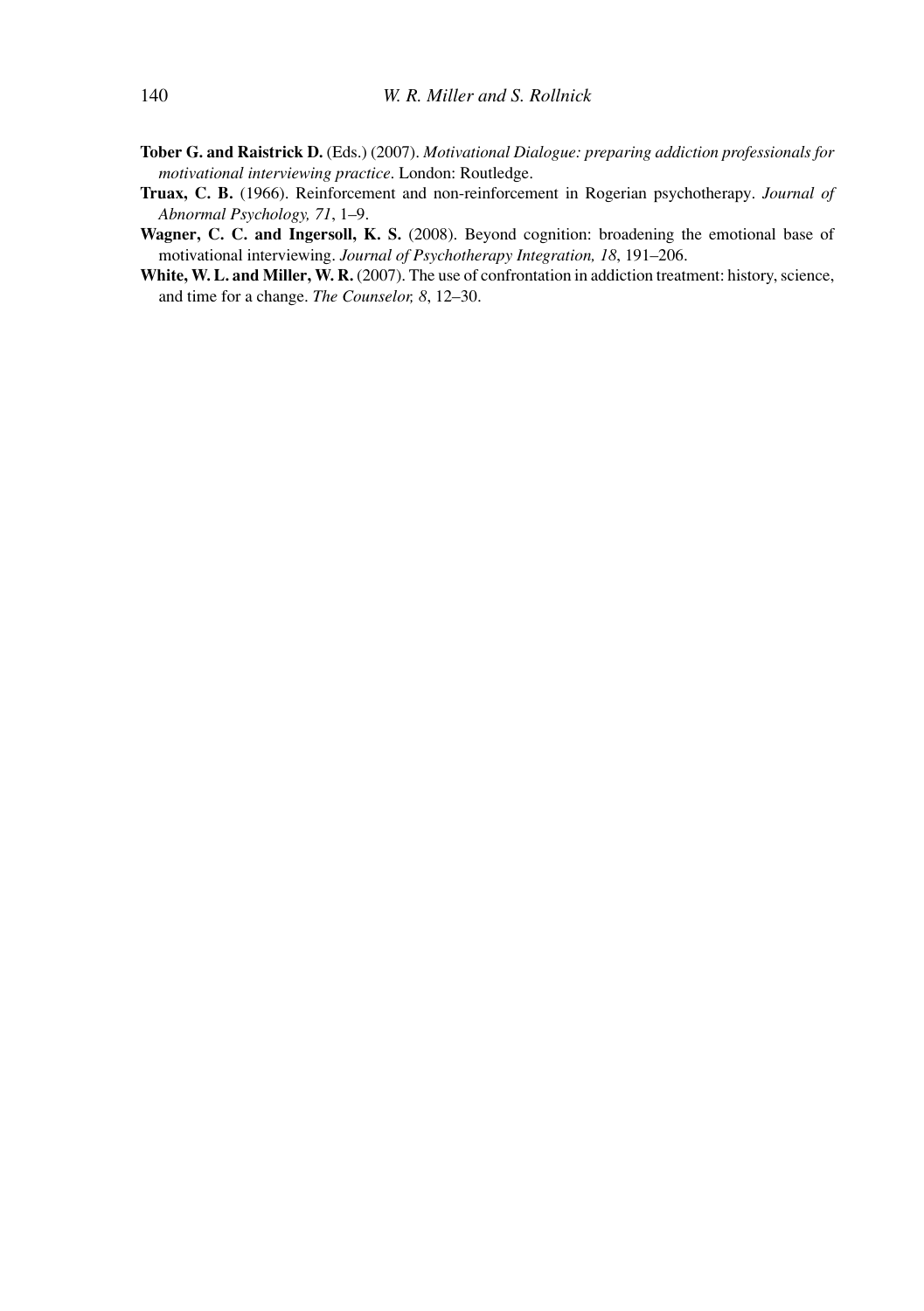**Tober G. and Raistrick D.** (Eds.) (2007). *Motivational Dialogue: preparing addiction professionals for motivational interviewing practice*. London: Routledge.

**Truax, C. B.** (1966). Reinforcement and non-reinforcement in Rogerian psychotherapy. *Journal of Abnormal Psychology, 71*, 1–9.

**Wagner, C. C. and Ingersoll, K. S.** (2008). Beyond cognition: broadening the emotional base of motivational interviewing. *Journal of Psychotherapy Integration, 18*, 191–206.

**White, W. L. and Miller, W. R.** (2007). The use of confrontation in addiction treatment: history, science, and time for a change. *The Counselor, 8*, 12–30.